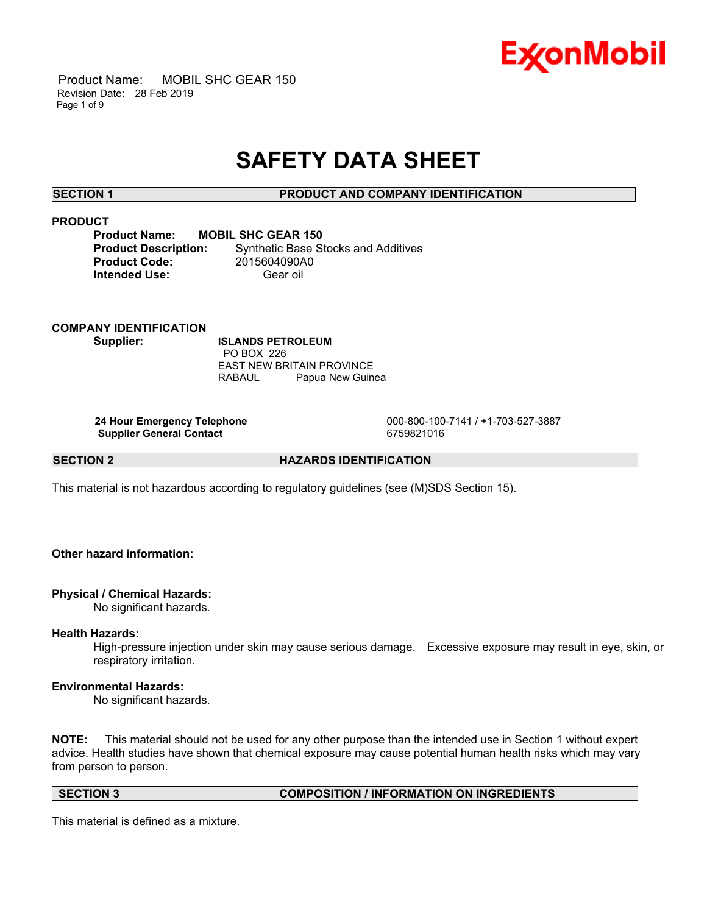# SAFETY DATA SHEET

## SECTION 1 PRODUCT AND COMPANY IDENTIFICATION

**PRODUCT**

**Product Name:** **MOBIL SHC GEAR 150**
**Product Description:** Synthetic Base Stocks and Additives
**Product Code:** 2015604090A0
**Intended Use:** Gear oil

**COMPANY IDENTIFICATION**

**Supplier:** **ISLANDS PETROLEUM**
PO BOX 226
EAST NEW BRITAIN PROVINCE
RABAUL Papua New Guinea

| | |
|---|---|
| **24 Hour Emergency Telephone** | 000-800-100-7141 / +1-703-527-3887 |
| **Supplier General Contact** | 6759821016 |

## SECTION 2 HAZARDS IDENTIFICATION

This material is not hazardous according to regulatory guidelines (see (M)SDS Section 15).

**Other hazard information:**

**Physical / Chemical Hazards:**
No significant hazards.

**Health Hazards:**
High-pressure injection under skin may cause serious damage. Excessive exposure may result in eye, skin, or respiratory irritation.

**Environmental Hazards:**
No significant hazards.

**NOTE:** This material should not be used for any other purpose than the intended use in Section 1 without expert advice. Health studies have shown that chemical exposure may cause potential human health risks which may vary from person to person.

## SECTION 3 COMPOSITION / INFORMATION ON INGREDIENTS

This material is defined as a mixture.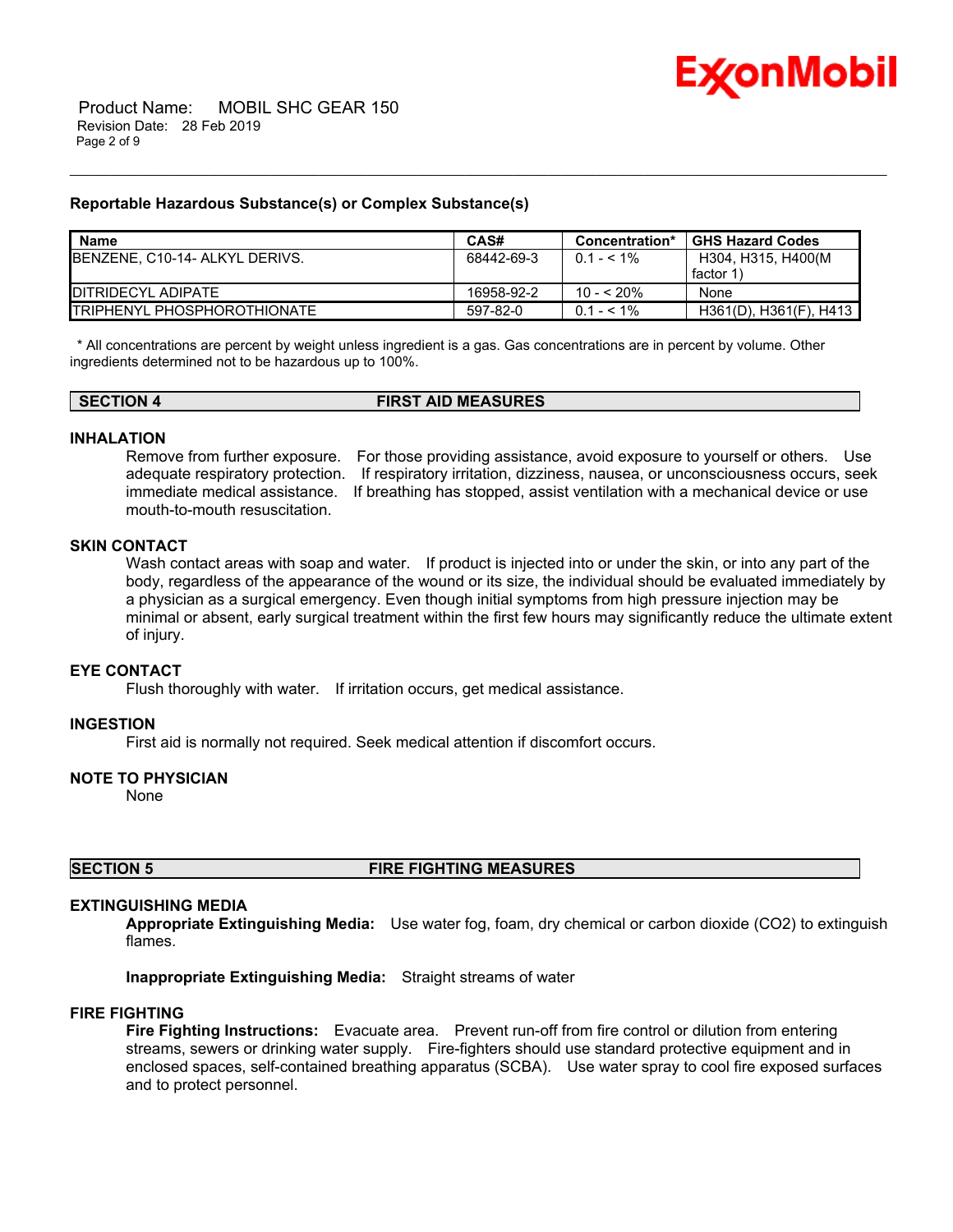### Reportable Hazardous Substance(s) or Complex Substance(s)

| Name | CAS# | Concentration* | GHS Hazard Codes |
|---|---|---|---|
| BENZENE, C10-14- ALKYL DERIVS. | 68442-69-3 | 0.1 - < 1% | H304, H315, H400(M factor 1) |
| DITRIDECYL ADIPATE | 16958-92-2 | 10 - < 20% | None |
| TRIPHENYL PHOSPHOROTHIONATE | 597-82-0 | 0.1 - < 1% | H361(D), H361(F), H413 |

* All concentrations are percent by weight unless ingredient is a gas. Gas concentrations are in percent by volume. Other ingredients determined not to be hazardous up to 100%.

## SECTION 4 FIRST AID MEASURES

### INHALATION

Remove from further exposure. For those providing assistance, avoid exposure to yourself or others. Use adequate respiratory protection. If respiratory irritation, dizziness, nausea, or unconsciousness occurs, seek immediate medical assistance. If breathing has stopped, assist ventilation with a mechanical device or use mouth-to-mouth resuscitation.

### SKIN CONTACT

Wash contact areas with soap and water. If product is injected into or under the skin, or into any part of the body, regardless of the appearance of the wound or its size, the individual should be evaluated immediately by a physician as a surgical emergency. Even though initial symptoms from high pressure injection may be minimal or absent, early surgical treatment within the first few hours may significantly reduce the ultimate extent of injury.

### EYE CONTACT

Flush thoroughly with water. If irritation occurs, get medical assistance.

### INGESTION

First aid is normally not required. Seek medical attention if discomfort occurs.

### NOTE TO PHYSICIAN

None

## SECTION 5 FIRE FIGHTING MEASURES

### EXTINGUISHING MEDIA

**Appropriate Extinguishing Media:** Use water fog, foam, dry chemical or carbon dioxide ($CO_2$) to extinguish flames.

**Inappropriate Extinguishing Media:** Straight streams of water

### FIRE FIGHTING

**Fire Fighting Instructions:** Evacuate area. Prevent run-off from fire control or dilution from entering streams, sewers or drinking water supply. Fire-fighters should use standard protective equipment and in enclosed spaces, self-contained breathing apparatus (SCBA). Use water spray to cool fire exposed surfaces and to protect personnel.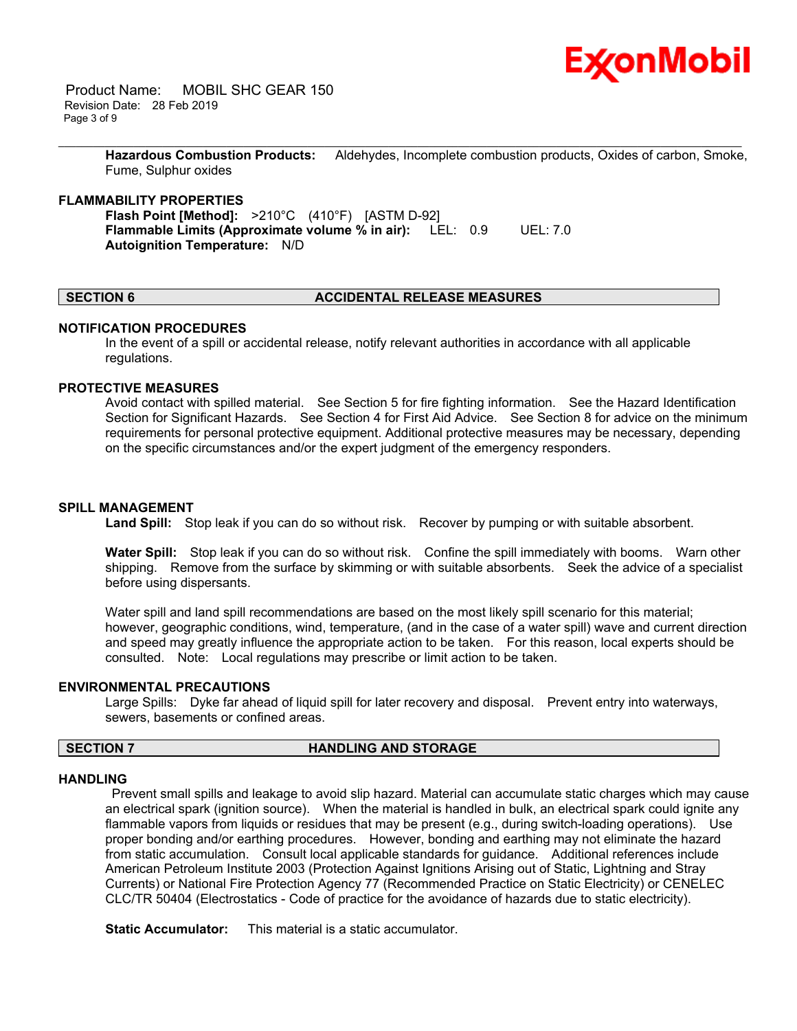**Hazardous Combustion Products:** Aldehydes, Incomplete combustion products, Oxides of carbon, Smoke, Fume, Sulphur oxides

### FLAMMABILITY PROPERTIES

**Flash Point [Method]:** >210°C (410°F) [ASTM D-92]
**Flammable Limits (Approximate volume % in air):** LEL: 0.9 UEL: 7.0
**Autoignition Temperature:** N/D

## SECTION 6 ACCIDENTAL RELEASE MEASURES

### NOTIFICATION PROCEDURES

In the event of a spill or accidental release, notify relevant authorities in accordance with all applicable regulations.

### PROTECTIVE MEASURES

Avoid contact with spilled material. See Section 5 for fire fighting information. See the Hazard Identification Section for Significant Hazards. See Section 4 for First Aid Advice. See Section 8 for advice on the minimum requirements for personal protective equipment. Additional protective measures may be necessary, depending on the specific circumstances and/or the expert judgment of the emergency responders.

### SPILL MANAGEMENT

**Land Spill:** Stop leak if you can do so without risk. Recover by pumping or with suitable absorbent.

**Water Spill:** Stop leak if you can do so without risk. Confine the spill immediately with booms. Warn other shipping. Remove from the surface by skimming or with suitable absorbents. Seek the advice of a specialist before using dispersants.

Water spill and land spill recommendations are based on the most likely spill scenario for this material; however, geographic conditions, wind, temperature, (and in the case of a water spill) wave and current direction and speed may greatly influence the appropriate action to be taken. For this reason, local experts should be consulted. Note: Local regulations may prescribe or limit action to be taken.

### ENVIRONMENTAL PRECAUTIONS

Large Spills: Dyke far ahead of liquid spill for later recovery and disposal. Prevent entry into waterways, sewers, basements or confined areas.

## SECTION 7 HANDLING AND STORAGE

### HANDLING

Prevent small spills and leakage to avoid slip hazard. Material can accumulate static charges which may cause an electrical spark (ignition source). When the material is handled in bulk, an electrical spark could ignite any flammable vapors from liquids or residues that may be present (e.g., during switch-loading operations). Use proper bonding and/or earthing procedures. However, bonding and earthing may not eliminate the hazard from static accumulation. Consult local applicable standards for guidance. Additional references include American Petroleum Institute 2003 (Protection Against Ignitions Arising out of Static, Lightning and Stray Currents) or National Fire Protection Agency 77 (Recommended Practice on Static Electricity) or CENELEC CLC/TR 50404 (Electrostatics - Code of practice for the avoidance of hazards due to static electricity).

**Static Accumulator:** This material is a static accumulator.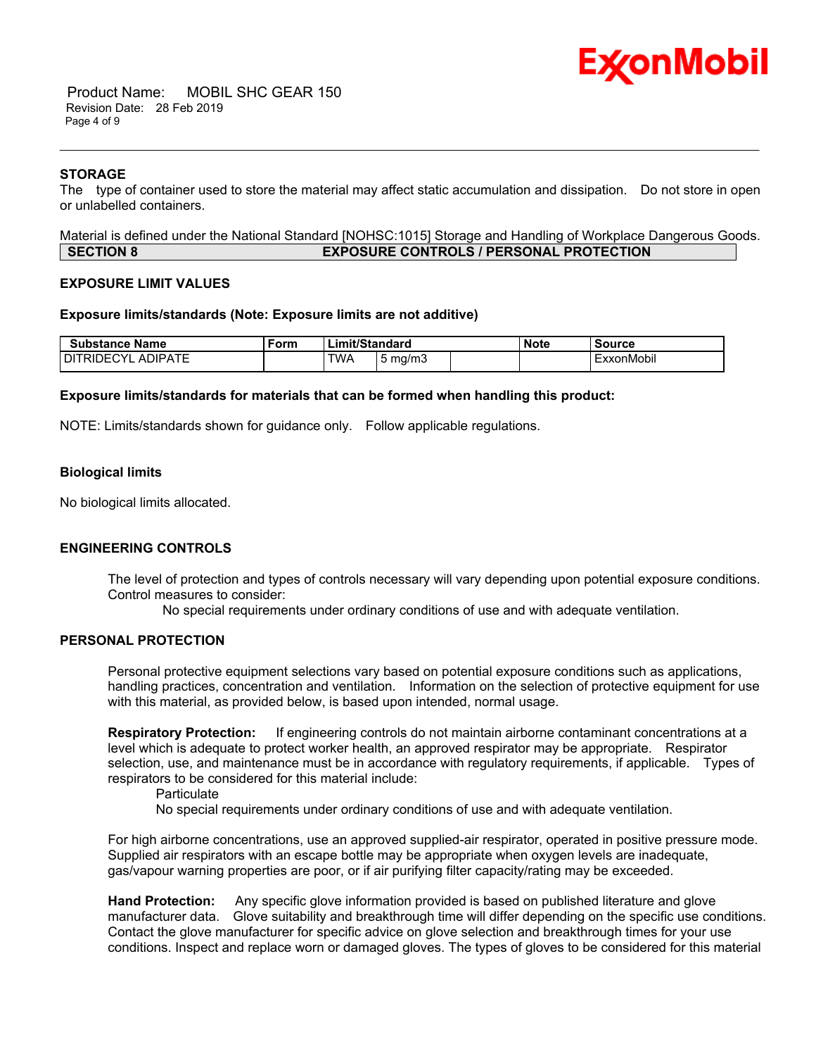### STORAGE

The type of container used to store the material may affect static accumulation and dissipation. Do not store in open or unlabelled containers.

Material is defined under the National Standard [NOHSC:1015] Storage and Handling of Workplace Dangerous Goods.

## SECTION 8 EXPOSURE CONTROLS / PERSONAL PROTECTION

### EXPOSURE LIMIT VALUES

**Exposure limits/standards (Note: Exposure limits are not additive)**

| Substance Name | Form | Limit/Standard | | | Note | Source |
|---|---|---|---|---|---|---|
| DITRIDECYL ADIPATE | | TWA | 5 mg/m3 | | | ExxonMobil |

**Exposure limits/standards for materials that can be formed when handling this product:**

NOTE: Limits/standards shown for guidance only. Follow applicable regulations.

**Biological limits**

No biological limits allocated.

### ENGINEERING CONTROLS

The level of protection and types of controls necessary will vary depending upon potential exposure conditions. Control measures to consider:

No special requirements under ordinary conditions of use and with adequate ventilation.

### PERSONAL PROTECTION

Personal protective equipment selections vary based on potential exposure conditions such as applications, handling practices, concentration and ventilation. Information on the selection of protective equipment for use with this material, as provided below, is based upon intended, normal usage.

**Respiratory Protection:** If engineering controls do not maintain airborne contaminant concentrations at a level which is adequate to protect worker health, an approved respirator may be appropriate. Respirator selection, use, and maintenance must be in accordance with regulatory requirements, if applicable. Types of respirators to be considered for this material include:

Particulate

No special requirements under ordinary conditions of use and with adequate ventilation.

For high airborne concentrations, use an approved supplied-air respirator, operated in positive pressure mode. Supplied air respirators with an escape bottle may be appropriate when oxygen levels are inadequate, gas/vapour warning properties are poor, or if air purifying filter capacity/rating may be exceeded.

**Hand Protection:** Any specific glove information provided is based on published literature and glove manufacturer data. Glove suitability and breakthrough time will differ depending on the specific use conditions. Contact the glove manufacturer for specific advice on glove selection and breakthrough times for your use conditions. Inspect and replace worn or damaged gloves. The types of gloves to be considered for this material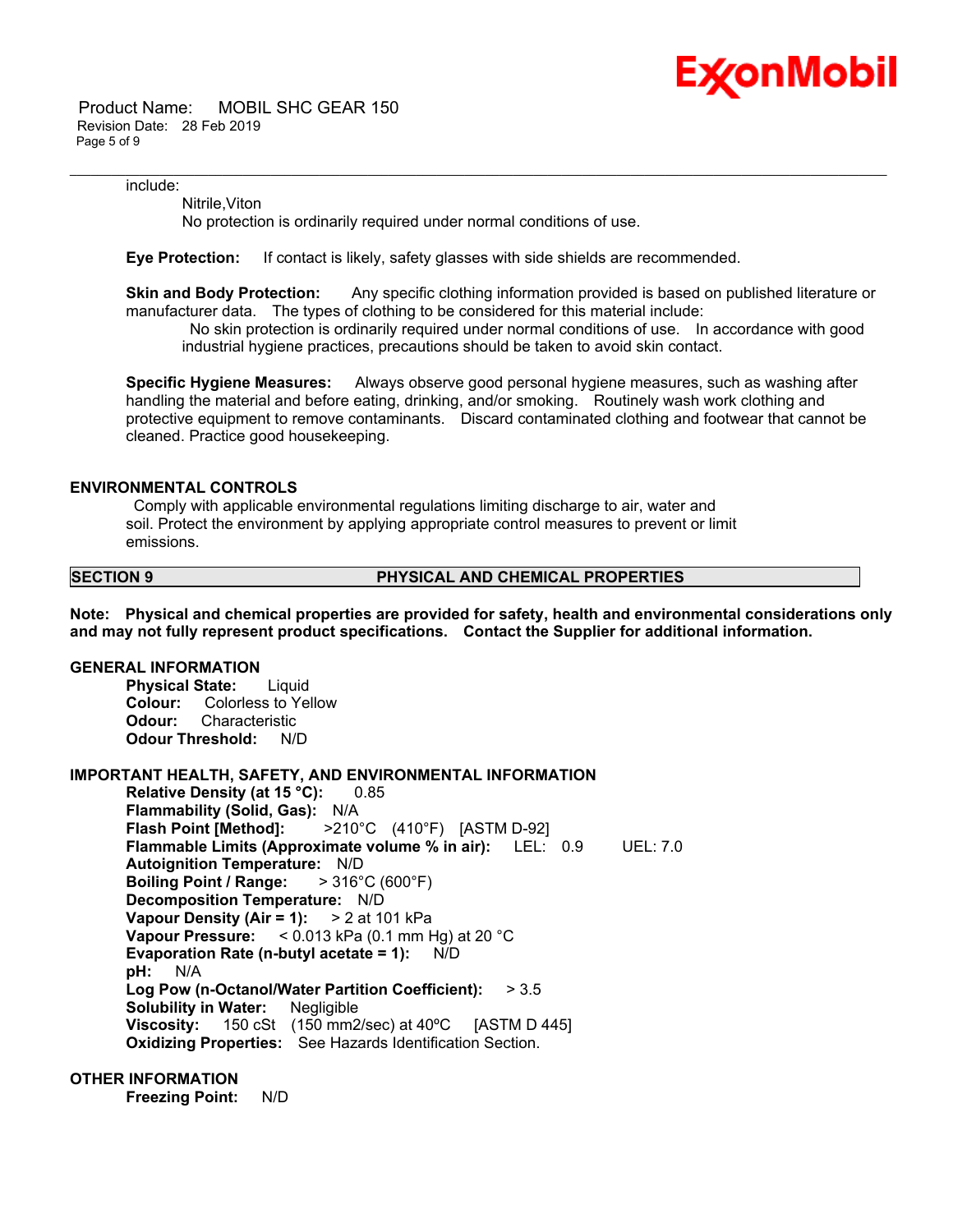include:

Nitrile,Viton

No protection is ordinarily required under normal conditions of use.

**Eye Protection:** If contact is likely, safety glasses with side shields are recommended.

**Skin and Body Protection:** Any specific clothing information provided is based on published literature or manufacturer data. The types of clothing to be considered for this material include:

No skin protection is ordinarily required under normal conditions of use. In accordance with good industrial hygiene practices, precautions should be taken to avoid skin contact.

**Specific Hygiene Measures:** Always observe good personal hygiene measures, such as washing after handling the material and before eating, drinking, and/or smoking. Routinely wash work clothing and protective equipment to remove contaminants. Discard contaminated clothing and footwear that cannot be cleaned. Practice good housekeeping.

### ENVIRONMENTAL CONTROLS

Comply with applicable environmental regulations limiting discharge to air, water and soil. Protect the environment by applying appropriate control measures to prevent or limit emissions.

## SECTION 9 PHYSICAL AND CHEMICAL PROPERTIES

**Note: Physical and chemical properties are provided for safety, health and environmental considerations only and may not fully represent product specifications. Contact the Supplier for additional information.**

### GENERAL INFORMATION

**Physical State:** Liquid
**Colour:** Colorless to Yellow
**Odour:** Characteristic
**Odour Threshold:** N/D

### IMPORTANT HEALTH, SAFETY, AND ENVIRONMENTAL INFORMATION

**Relative Density (at 15 °C):** 0.85
**Flammability (Solid, Gas):** N/A
**Flash Point [Method]:** >210°C (410°F) [ASTM D-92]
**Flammable Limits (Approximate volume % in air):** LEL: 0.9 UEL: 7.0
**Autoignition Temperature:** N/D
**Boiling Point / Range:** > 316°C (600°F)
**Decomposition Temperature:** N/D
**Vapour Density (Air = 1):** > 2 at 101 kPa
**Vapour Pressure:** < 0.013 kPa (0.1 mm Hg) at 20 °C
**Evaporation Rate (n-butyl acetate = 1):** N/D
**pH:** N/A
**Log Pow (n-Octanol/Water Partition Coefficient):** > 3.5
**Solubility in Water:** Negligible
**Viscosity:** 150 cSt (150 mm2/sec) at 40ºC [ASTM D 445]
**Oxidizing Properties:** See Hazards Identification Section.

### OTHER INFORMATION

**Freezing Point:** N/D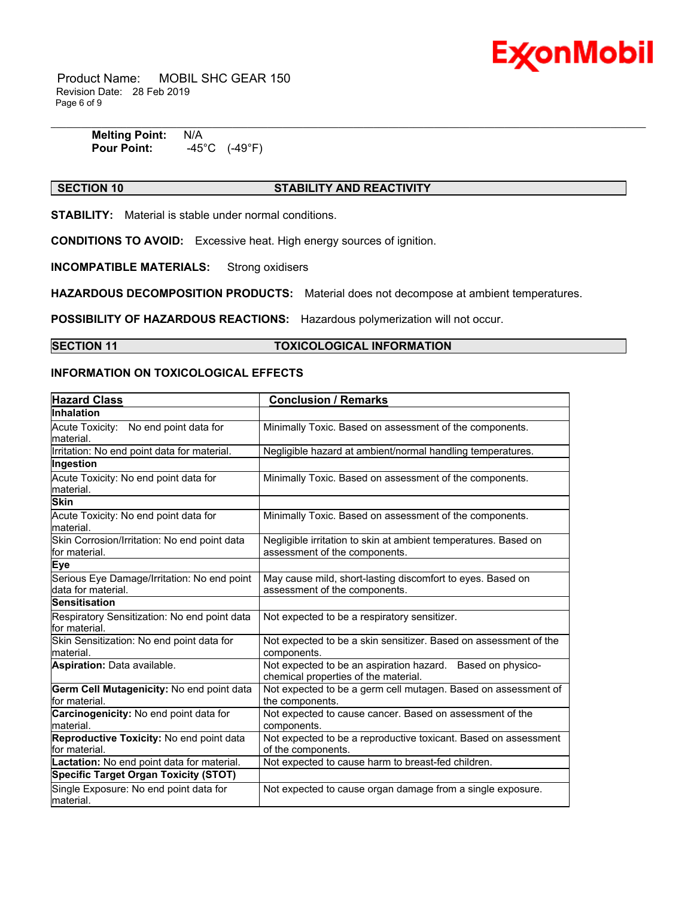**Melting Point:** N/A
**Pour Point:** -45°C (-49°F)

## SECTION 10 STABILITY AND REACTIVITY

**STABILITY:** Material is stable under normal conditions.

**CONDITIONS TO AVOID:** Excessive heat. High energy sources of ignition.

**INCOMPATIBLE MATERIALS:** Strong oxidisers

**HAZARDOUS DECOMPOSITION PRODUCTS:** Material does not decompose at ambient temperatures.

**POSSIBILITY OF HAZARDOUS REACTIONS:** Hazardous polymerization will not occur.

## SECTION 11 TOXICOLOGICAL INFORMATION

### INFORMATION ON TOXICOLOGICAL EFFECTS

| Hazard Class | Conclusion / Remarks |
|---|---|
| **Inhalation** | |
| Acute Toxicity: No end point data for material. | Minimally Toxic. Based on assessment of the components. |
| Irritation: No end point data for material. | Negligible hazard at ambient/normal handling temperatures. |
| **Ingestion** | |
| Acute Toxicity: No end point data for material. | Minimally Toxic. Based on assessment of the components. |
| **Skin** | |
| Acute Toxicity: No end point data for material. | Minimally Toxic. Based on assessment of the components. |
| Skin Corrosion/Irritation: No end point data for material. | Negligible irritation to skin at ambient temperatures. Based on assessment of the components. |
| **Eye** | |
| Serious Eye Damage/Irritation: No end point data for material. | May cause mild, short-lasting discomfort to eyes. Based on assessment of the components. |
| **Sensitisation** | |
| Respiratory Sensitization: No end point data for material. | Not expected to be a respiratory sensitizer. |
| Skin Sensitization: No end point data for material. | Not expected to be a skin sensitizer. Based on assessment of the components. |
| **Aspiration:** Data available. | Not expected to be an aspiration hazard. Based on physico-chemical properties of the material. |
| **Germ Cell Mutagenicity:** No end point data for material. | Not expected to be a germ cell mutagen. Based on assessment of the components. |
| **Carcinogenicity:** No end point data for material. | Not expected to cause cancer. Based on assessment of the components. |
| **Reproductive Toxicity:** No end point data for material. | Not expected to be a reproductive toxicant. Based on assessment of the components. |
| **Lactation:** No end point data for material. | Not expected to cause harm to breast-fed children. |
| **Specific Target Organ Toxicity (STOT)** | |
| Single Exposure: No end point data for material. | Not expected to cause organ damage from a single exposure. |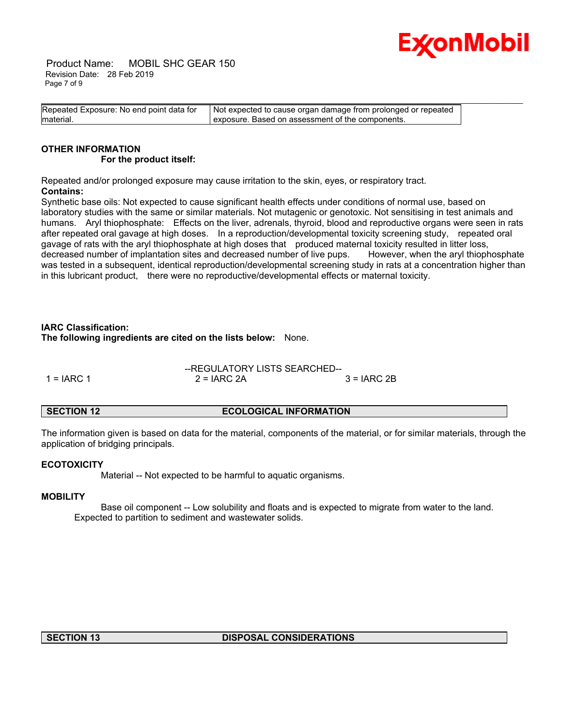| Repeated Exposure: No end point data for material. | Not expected to cause organ damage from prolonged or repeated exposure. Based on assessment of the components. |
|---|---|

**OTHER INFORMATION**

**For the product itself:**

Repeated and/or prolonged exposure may cause irritation to the skin, eyes, or respiratory tract.

**Contains:**

Synthetic base oils: Not expected to cause significant health effects under conditions of normal use, based on laboratory studies with the same or similar materials. Not mutagenic or genotoxic. Not sensitising in test animals and humans. Aryl thiophosphate: Effects on the liver, adrenals, thyroid, blood and reproductive organs were seen in rats after repeated oral gavage at high doses. In a reproduction/developmental toxicity screening study, repeated oral gavage of rats with the aryl thiophosphate at high doses that produced maternal toxicity resulted in litter loss, decreased number of implantation sites and decreased number of live pups. However, when the aryl thiophosphate was tested in a subsequent, identical reproduction/developmental screening study in rats at a concentration higher than in this lubricant product, there were no reproductive/developmental effects or maternal toxicity.

**IARC Classification:**

**The following ingredients are cited on the lists below:** None.

--REGULATORY LISTS SEARCHED--

1 = IARC 1 | 2 = IARC 2A | 3 = IARC 2B

## SECTION 12 ECOLOGICAL INFORMATION

The information given is based on data for the material, components of the material, or for similar materials, through the application of bridging principals.

**ECOTOXICITY**

Material -- Not expected to be harmful to aquatic organisms.

**MOBILITY**

Base oil component -- Low solubility and floats and is expected to migrate from water to the land. Expected to partition to sediment and wastewater solids.

## SECTION 13 DISPOSAL CONSIDERATIONS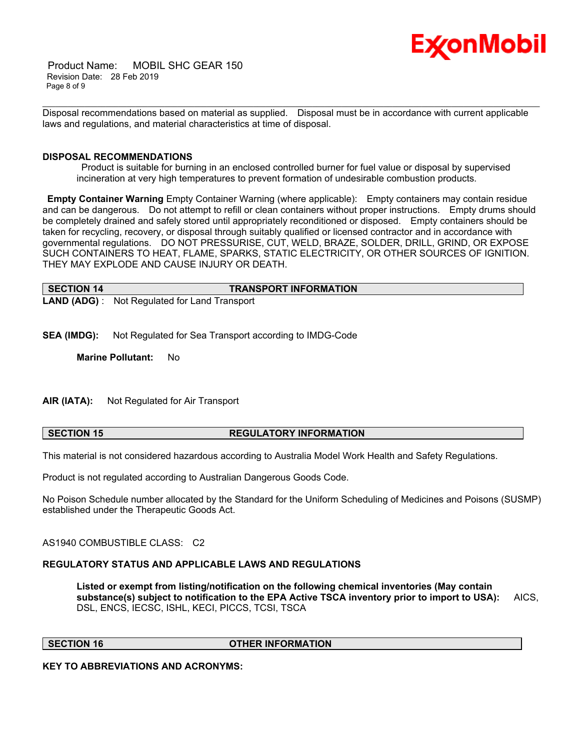Disposal recommendations based on material as supplied. Disposal must be in accordance with current applicable laws and regulations, and material characteristics at time of disposal.

**DISPOSAL RECOMMENDATIONS**

Product is suitable for burning in an enclosed controlled burner for fuel value or disposal by supervised incineration at very high temperatures to prevent formation of undesirable combustion products.

**Empty Container Warning** Empty Container Warning (where applicable): Empty containers may contain residue and can be dangerous. Do not attempt to refill or clean containers without proper instructions. Empty drums should be completely drained and safely stored until appropriately reconditioned or disposed. Empty containers should be taken for recycling, recovery, or disposal through suitably qualified or licensed contractor and in accordance with governmental regulations. DO NOT PRESSURISE, CUT, WELD, BRAZE, SOLDER, DRILL, GRIND, OR EXPOSE SUCH CONTAINERS TO HEAT, FLAME, SPARKS, STATIC ELECTRICITY, OR OTHER SOURCES OF IGNITION. THEY MAY EXPLODE AND CAUSE INJURY OR DEATH.

## SECTION 14 TRANSPORT INFORMATION

**LAND (ADG)** : Not Regulated for Land Transport

**SEA (IMDG):** Not Regulated for Sea Transport according to IMDG-Code

**Marine Pollutant:** No

**AIR (IATA):** Not Regulated for Air Transport

## SECTION 15 REGULATORY INFORMATION

This material is not considered hazardous according to Australia Model Work Health and Safety Regulations.

Product is not regulated according to Australian Dangerous Goods Code.

No Poison Schedule number allocated by the Standard for the Uniform Scheduling of Medicines and Poisons (SUSMP) established under the Therapeutic Goods Act.

AS1940 COMBUSTIBLE CLASS: C2

**REGULATORY STATUS AND APPLICABLE LAWS AND REGULATIONS**

**Listed or exempt from listing/notification on the following chemical inventories (May contain substance(s) subject to notification to the EPA Active TSCA inventory prior to import to USA):** AICS, DSL, ENCS, IECSC, ISHL, KECI, PICCS, TCSI, TSCA

## SECTION 16 OTHER INFORMATION

**KEY TO ABBREVIATIONS AND ACRONYMS:**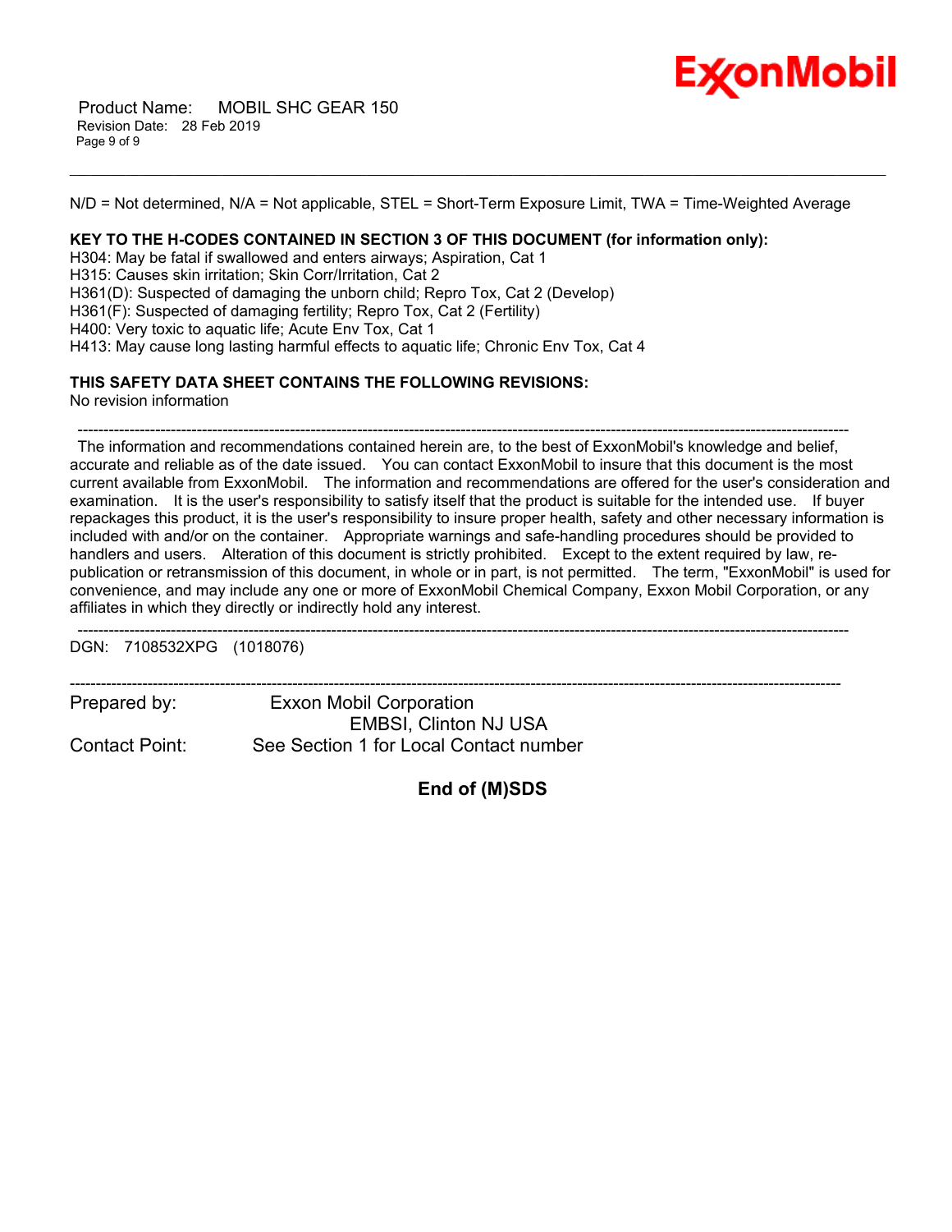N/D = Not determined, N/A = Not applicable, STEL = Short-Term Exposure Limit, TWA = Time-Weighted Average

**KEY TO THE H-CODES CONTAINED IN SECTION 3 OF THIS DOCUMENT (for information only):**

H304: May be fatal if swallowed and enters airways; Aspiration, Cat 1
H315: Causes skin irritation; Skin Corr/Irritation, Cat 2
H361(D): Suspected of damaging the unborn child; Repro Tox, Cat 2 (Develop)
H361(F): Suspected of damaging fertility; Repro Tox, Cat 2 (Fertility)
H400: Very toxic to aquatic life; Acute Env Tox, Cat 1
H413: May cause long lasting harmful effects to aquatic life; Chronic Env Tox, Cat 4

**THIS SAFETY DATA SHEET CONTAINS THE FOLLOWING REVISIONS:**

No revision information

---

The information and recommendations contained herein are, to the best of ExxonMobil's knowledge and belief, accurate and reliable as of the date issued. You can contact ExxonMobil to insure that this document is the most current available from ExxonMobil. The information and recommendations are offered for the user's consideration and examination. It is the user's responsibility to satisfy itself that the product is suitable for the intended use. If buyer repackages this product, it is the user's responsibility to insure proper health, safety and other necessary information is included with and/or on the container. Appropriate warnings and safe-handling procedures should be provided to handlers and users. Alteration of this document is strictly prohibited. Except to the extent required by law, re-publication or retransmission of this document, in whole or in part, is not permitted. The term, "ExxonMobil" is used for convenience, and may include any one or more of ExxonMobil Chemical Company, Exxon Mobil Corporation, or any affiliates in which they directly or indirectly hold any interest.

---

DGN: 7108532XPG (1018076)

---

Prepared by: Exxon Mobil Corporation
EMBSI, Clinton NJ USA

Contact Point: See Section 1 for Local Contact number

**End of (M)SDS**